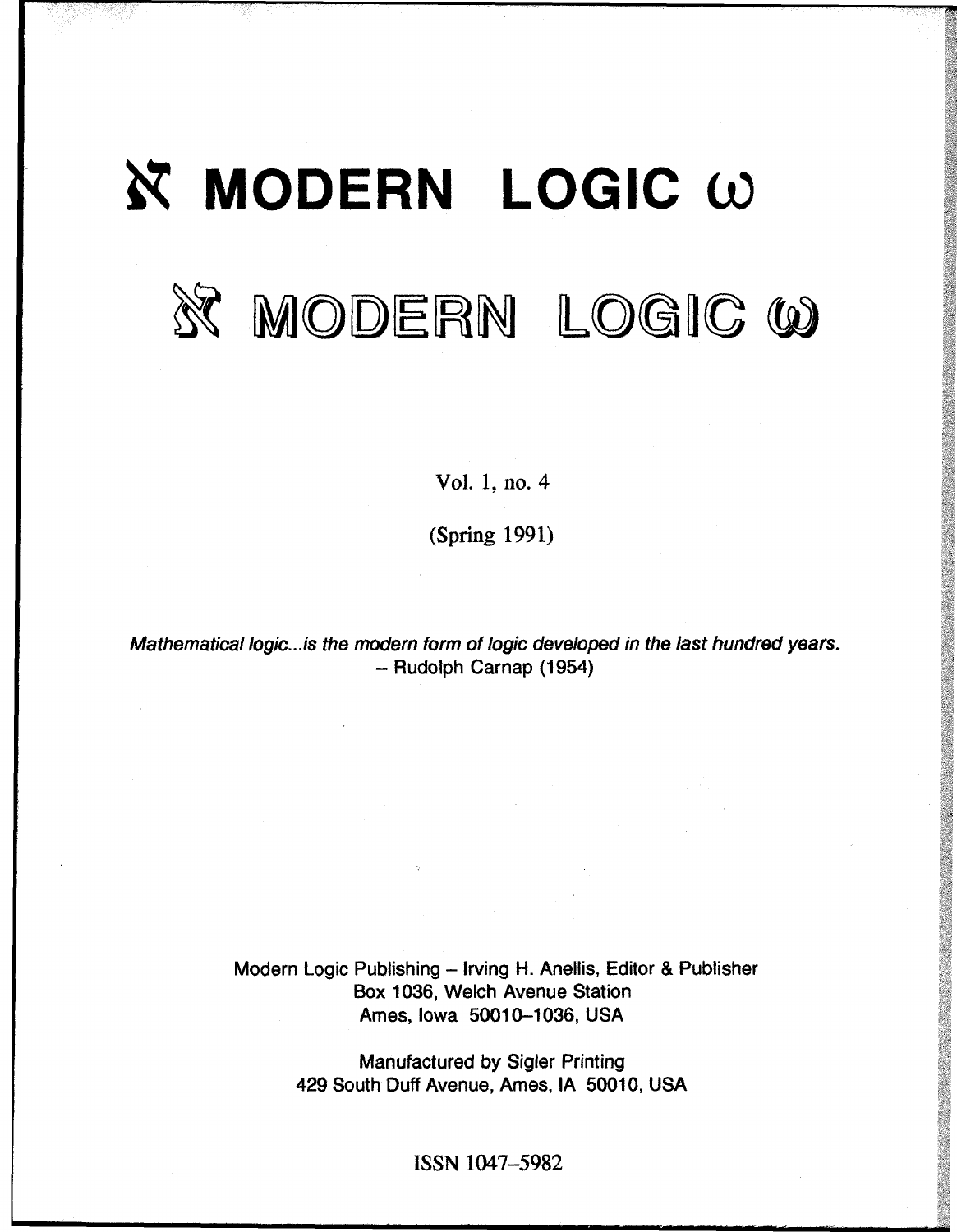# ℵ MODERN LOGIC ω

# ℵ MODERN LOGIC ω

Vol. 1, no. 4

(Spring 1991)

*Mathematical logic...is the modern form of logic developed in the last hundred years.*
– Rudolph Carnap (1954)

Modern Logic Publishing – Irving H. Anellis, Editor & Publisher
Box 1036, Welch Avenue Station
Ames, Iowa 50010–1036, USA

Manufactured by Sigler Printing
429 South Duff Avenue, Ames, IA 50010, USA

ISSN 1047–5982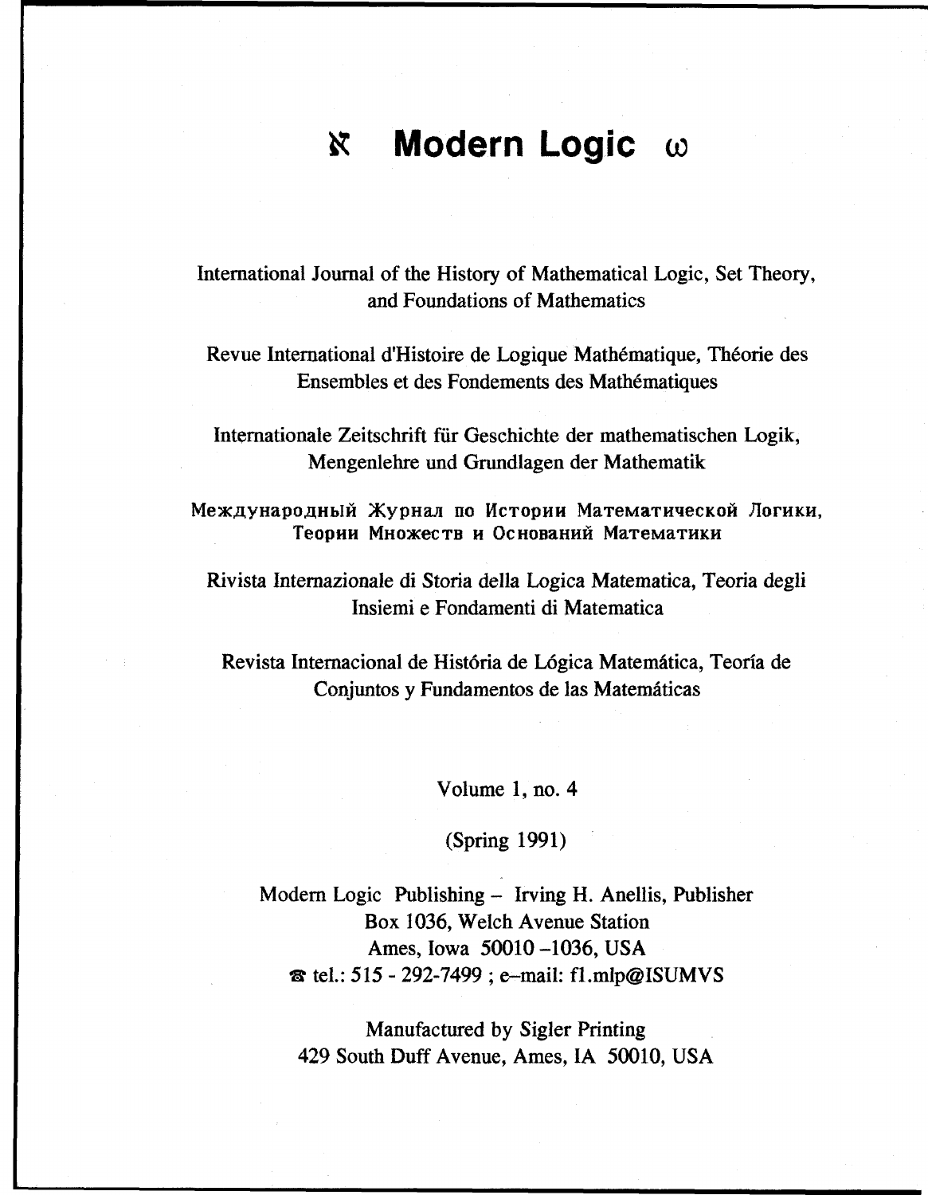# ℵ Modern Logic ω

International Journal of the History of Mathematical Logic, Set Theory, and Foundations of Mathematics

Revue International d'Histoire de Logique Mathématique, Théorie des Ensembles et des Fondements des Mathématiques

Internationale Zeitschrift für Geschichte der mathematischen Logik, Mengenlehre und Grundlagen der Mathematik

Международный Журнал по Истории Математической Логики, Теории Множеств и Оснований Математики

Rivista Internazionale di Storia della Logica Matematica, Teoria degli Insiemi e Fondamenti di Matematica

Revista Internacional de História de Lógica Matemática, Teoría de Conjuntos y Fundamentos de las Matemáticas

Volume 1, no. 4

(Spring 1991)

Modern Logic Publishing – Irving H. Anellis, Publisher
Box 1036, Welch Avenue Station
Ames, Iowa 50010–1036, USA
☎ tel.: 515 - 292-7499 ; e–mail: f1.mlp@ISUMVS

Manufactured by Sigler Printing
429 South Duff Avenue, Ames, IA 50010, USA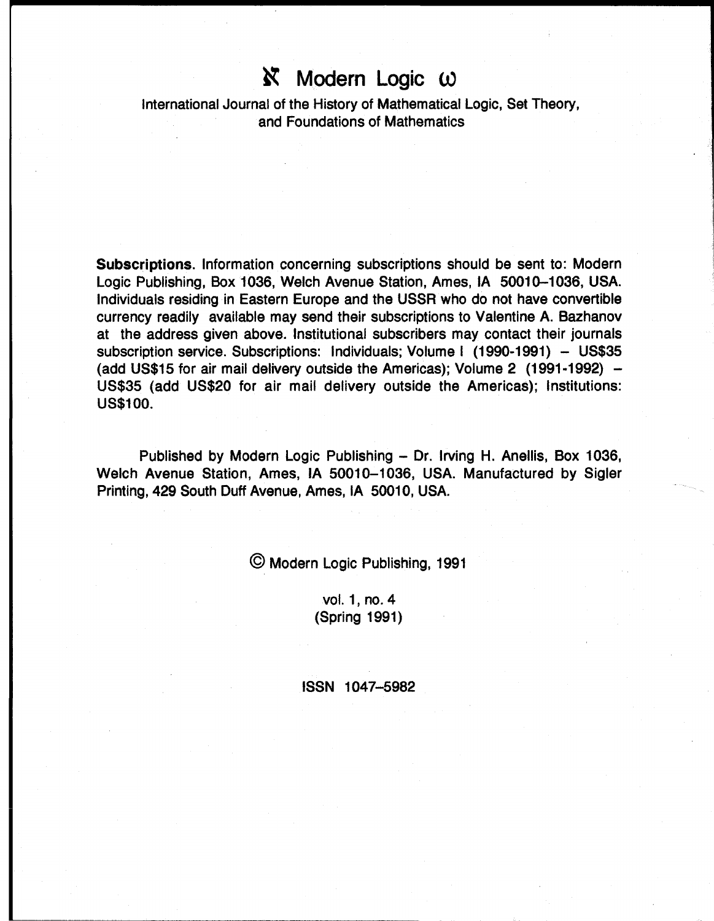# ℵ Modern Logic ω

International Journal of the History of Mathematical Logic, Set Theory, and Foundations of Mathematics

**Subscriptions**. Information concerning subscriptions should be sent to: Modern Logic Publishing, Box 1036, Welch Avenue Station, Ames, IA 50010–1036, USA. Individuals residing in Eastern Europe and the USSR who do not have convertible currency readily available may send their subscriptions to Valentine A. Bazhanov at the address given above. Institutional subscribers may contact their journals subscription service. Subscriptions: Individuals; Volume I (1990-1991) – US$35 (add US$15 for air mail delivery outside the Americas); Volume 2 (1991-1992) – US$35 (add US$20 for air mail delivery outside the Americas); Institutions: US$100.

Published by Modern Logic Publishing – Dr. Irving H. Anellis, Box 1036, Welch Avenue Station, Ames, IA 50010–1036, USA. Manufactured by Sigler Printing, 429 South Duff Avenue, Ames, IA 50010, USA.

© Modern Logic Publishing, 1991

vol. 1, no. 4
(Spring 1991)

ISSN 1047–5982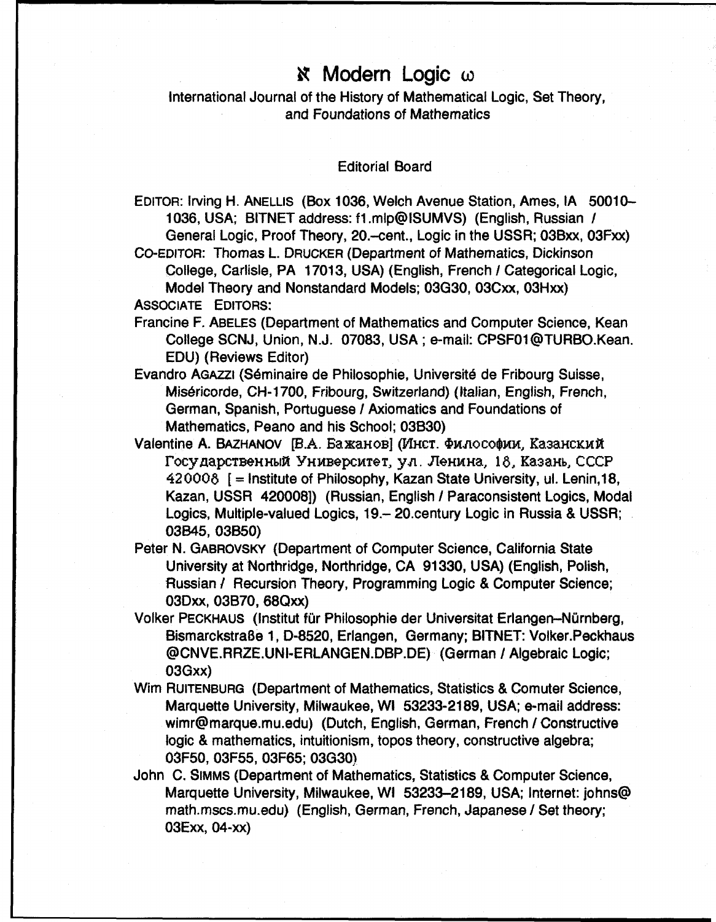# ℵ Modern Logic ω

International Journal of the History of Mathematical Logic, Set Theory, and Foundations of Mathematics

## Editorial Board

EDITOR: Irving H. ANELLIS (Box 1036, Welch Avenue Station, Ames, IA 50010–1036, USA; BITNET address: f1.mlp@ISUMVS) (English, Russian / General Logic, Proof Theory, 20.–cent., Logic in the USSR; 03Bxx, 03Fxx)

CO-EDITOR: Thomas L. DRUCKER (Department of Mathematics, Dickinson College, Carlisle, PA 17013, USA) (English, French / Categorical Logic, Model Theory and Nonstandard Models; 03G30, 03Cxx, 03Hxx)

ASSOCIATE EDITORS:

Francine F. ABELES (Department of Mathematics and Computer Science, Kean College SCNJ, Union, N.J. 07083, USA ; e-mail: CPSF01@TURBO.Kean.EDU) (Reviews Editor)

Evandro AGAZZI (Séminaire de Philosophie, Université de Fribourg Suisse, Miséricorde, CH-1700, Fribourg, Switzerland) (Italian, English, French, German, Spanish, Portuguese / Axiomatics and Foundations of Mathematics, Peano and his School; 03B30)

Valentine A. BAZHANOV [В.А. Бажанов] (Инст. Философии, Казанский Государственный Университет, ул. Ленина, 18, Казань, СССР 420008 [ = Institute of Philosophy, Kazan State University, ul. Lenin,18, Kazan, USSR 420008]) (Russian, English / Paraconsistent Logics, Modal Logics, Multiple-valued Logics, 19.– 20.century Logic in Russia & USSR; 03B45, 03B50)

Peter N. GABROVSKY (Department of Computer Science, California State University at Northridge, Northridge, CA 91330, USA) (English, Polish, Russian / Recursion Theory, Programming Logic & Computer Science; 03Dxx, 03B70, 68Qxx)

Volker PECKHAUS (Institut für Philosophie der Universitat Erlangen–Nürnberg, Bismarckstraße 1, D-8520, Erlangen, Germany; BITNET: Volker.Peckhaus @CNVE.RRZE.UNI-ERLANGEN.DBP.DE) (German / Algebraic Logic; 03Gxx)

Wim RUITENBURG (Department of Mathematics, Statistics & Comuter Science, Marquette University, Milwaukee, WI 53233-2189, USA; e-mail address: wimr@marque.mu.edu) (Dutch, English, German, French / Constructive logic & mathematics, intuitionism, topos theory, constructive algebra; 03F50, 03F55, 03F65; 03G30)

John C. SIMMS (Department of Mathematics, Statistics & Computer Science, Marquette University, Milwaukee, WI 53233–2189, USA; Internet: johns@math.mscs.mu.edu) (English, German, French, Japanese / Set theory; 03Exx, 04-xx)